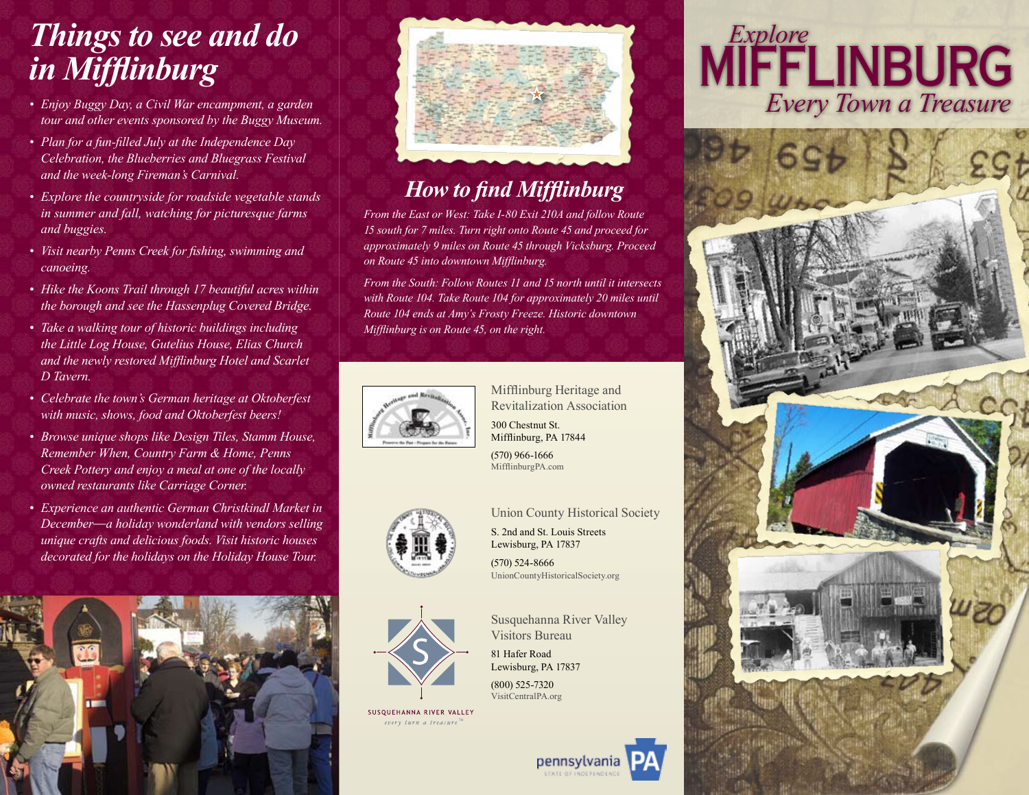# Explore MIFFLINBURG
*Every Town a Treasure*

## *Things to see and do in Mifflinburg*

- *Enjoy Buggy Day, a Civil War encampment, a garden tour and other events sponsored by the Buggy Museum.*
- *Plan for a fun-filled July at the Independence Day Celebration, the Blueberries and Bluegrass Festival and the week-long Fireman's Carnival.*
- *Explore the countryside for roadside vegetable stands in summer and fall, watching for picturesque farms and buggies.*
- *Visit nearby Penns Creek for fishing, swimming and canoeing.*
- *Hike the Koons Trail through 17 beautiful acres within the borough and see the Hassenplug Covered Bridge.*
- *Take a walking tour of historic buildings including the Little Log House, Gutelius House, Elias Church and the newly restored Mifflinburg Hotel and Scarlet D Tavern.*
- *Celebrate the town's German heritage at Oktoberfest with music, shows, food and Oktoberfest beers!*
- *Browse unique shops like Design Tiles, Stamm House, Remember When, Country Farm & Home, Penns Creek Pottery and enjoy a meal at one of the locally owned restaurants like Carriage Corner.*
- *Experience an authentic German Christkindl Market in December—a holiday wonderland with vendors selling unique crafts and delicious foods. Visit historic houses decorated for the holidays on the Holiday House Tour.*

## *How to find Mifflinburg*

*From the East or West: Take I-80 Exit 210A and follow Route 15 south for 7 miles. Turn right onto Route 45 and proceed for approximately 9 miles on Route 45 through Vicksburg. Proceed on Route 45 into downtown Mifflinburg.*

*From the South: Follow Routes 11 and 15 north until it intersects with Route 104. Take Route 104 for approximately 20 miles until Route 104 ends at Amy's Frosty Freeze. Historic downtown Mifflinburg is on Route 45, on the right.*

Mifflinburg Heritage and Revitalization Association
300 Chestnut St.
Mifflinburg, PA 17844
(570) 966-1666
MifflinburgPA.com

Union County Historical Society
S. 2nd and St. Louis Streets
Lewisburg, PA 17837
(570) 524-8666
UnionCountyHistoricalSociety.org

Susquehanna River Valley Visitors Bureau
81 Hafer Road
Lewisburg, PA 17837
(800) 525-7320
VisitCentralPA.org

SUSQUEHANNA RIVER VALLEY
*every turn a treasure™*

pennsylvania
STATE OF INDEPENDENCE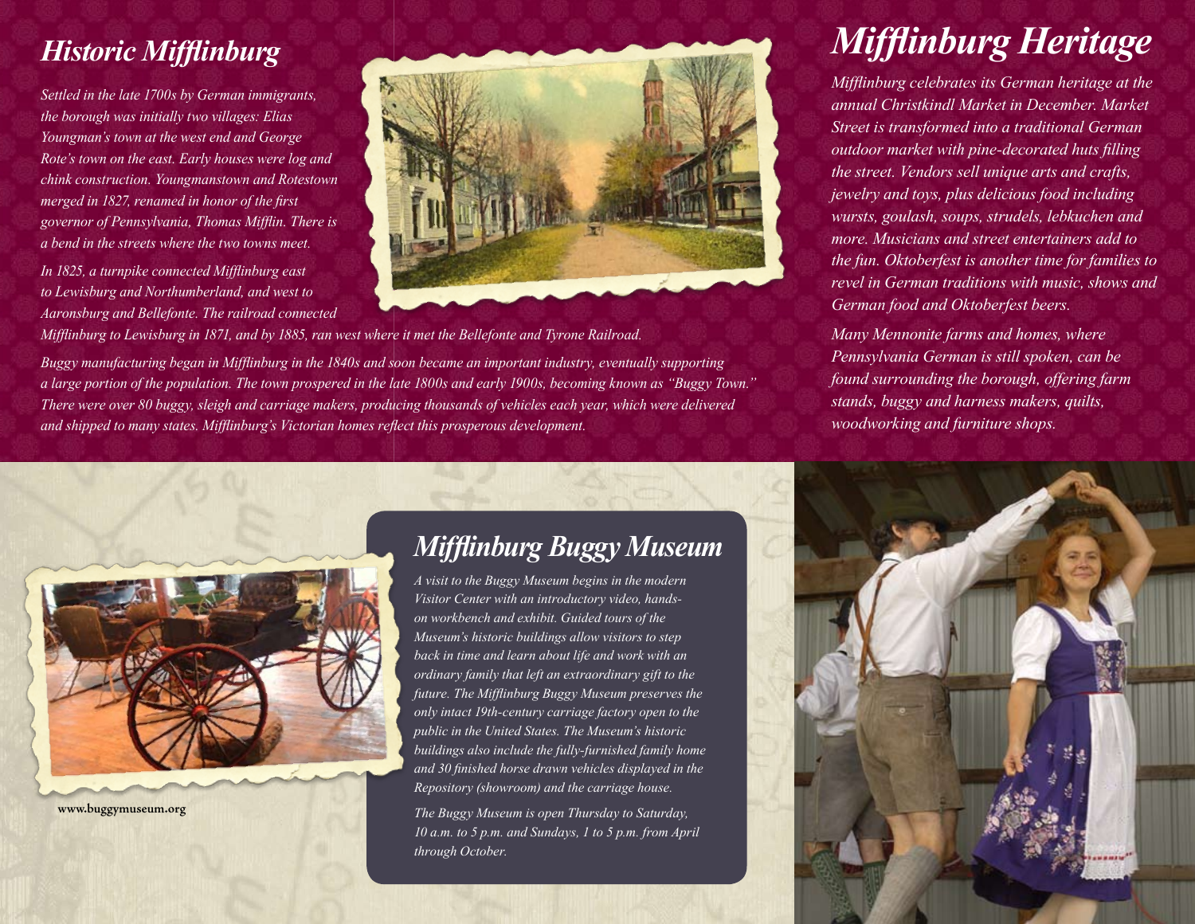## Historic Mifflinburg

*Settled in the late 1700s by German immigrants, the borough was initially two villages: Elias Youngman's town at the west end and George Rote's town on the east. Early houses were log and chink construction. Youngmanstown and Rotestown merged in 1827, renamed in honor of the first governor of Pennsylvania, Thomas Mifflin. There is a bend in the streets where the two towns meet.*

*In 1825, a turnpike connected Mifflinburg east to Lewisburg and Northumberland, and west to Aaronsburg and Bellefonte. The railroad connected Mifflinburg to Lewisburg in 1871, and by 1885, ran west where it met the Bellefonte and Tyrone Railroad.*

*Buggy manufacturing began in Mifflinburg in the 1840s and soon became an important industry, eventually supporting a large portion of the population. The town prospered in the late 1800s and early 1900s, becoming known as "Buggy Town." There were over 80 buggy, sleigh and carriage makers, producing thousands of vehicles each year, which were delivered and shipped to many states. Mifflinburg's Victorian homes reflect this prosperous development.*

# Mifflinburg Heritage

*Mifflinburg celebrates its German heritage at the annual Christkindl Market in December. Market Street is transformed into a traditional German outdoor market with pine-decorated huts filling the street. Vendors sell unique arts and crafts, jewelry and toys, plus delicious food including wursts, goulash, soups, strudels, lebkuchen and more. Musicians and street entertainers add to the fun. Oktoberfest is another time for families to revel in German traditions with music, shows and German food and Oktoberfest beers.*

*Many Mennonite farms and homes, where Pennsylvania German is still spoken, can be found surrounding the borough, offering farm stands, buggy and harness makers, quilts, woodworking and furniture shops.*

## Mifflinburg Buggy Museum

*A visit to the Buggy Museum begins in the modern Visitor Center with an introductory video, hands-on workbench and exhibit. Guided tours of the Museum's historic buildings allow visitors to step back in time and learn about life and work with an ordinary family that left an extraordinary gift to the future. The Mifflinburg Buggy Museum preserves the only intact 19th-century carriage factory open to the public in the United States. The Museum's historic buildings also include the fully-furnished family home and 30 finished horse drawn vehicles displayed in the Repository (showroom) and the carriage house.*

*The Buggy Museum is open Thursday to Saturday, 10 a.m. to 5 p.m. and Sundays, 1 to 5 p.m. from April through October.*

www.buggymuseum.org